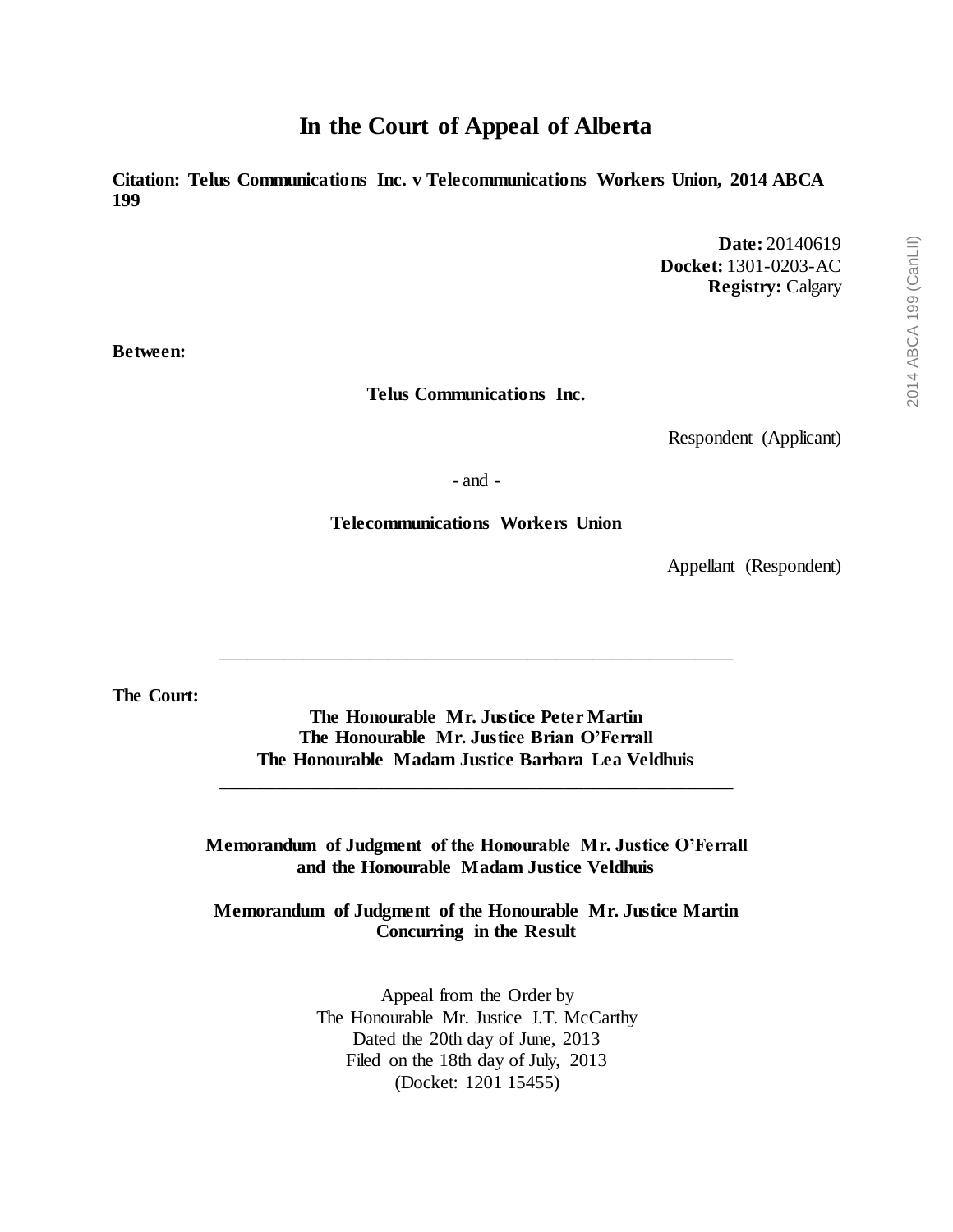# In the Court of Appeal of Alberta

**Citation: Telus Communications Inc. v Telecommunications Workers Union, 2014 ABCA 199**

**Date:** 20140619
**Docket:** 1301-0203-AC
**Registry:** Calgary

**Between:**

**Telus Communications Inc.**

Respondent (Applicant)

\- and -

**Telecommunications Workers Union**

Appellant (Respondent)

---

**The Court:**

**The Honourable Mr. Justice Peter Martin**
**The Honourable Mr. Justice Brian O'Ferrall**
**The Honourable Madam Justice Barbara Lea Veldhuis**

---

**Memorandum of Judgment of the Honourable Mr. Justice O'Ferrall and the Honourable Madam Justice Veldhuis**

**Memorandum of Judgment of the Honourable Mr. Justice Martin Concurring in the Result**

Appeal from the Order by
The Honourable Mr. Justice J.T. McCarthy
Dated the 20th day of June, 2013
Filed on the 18th day of July, 2013
(Docket: 1201 15455)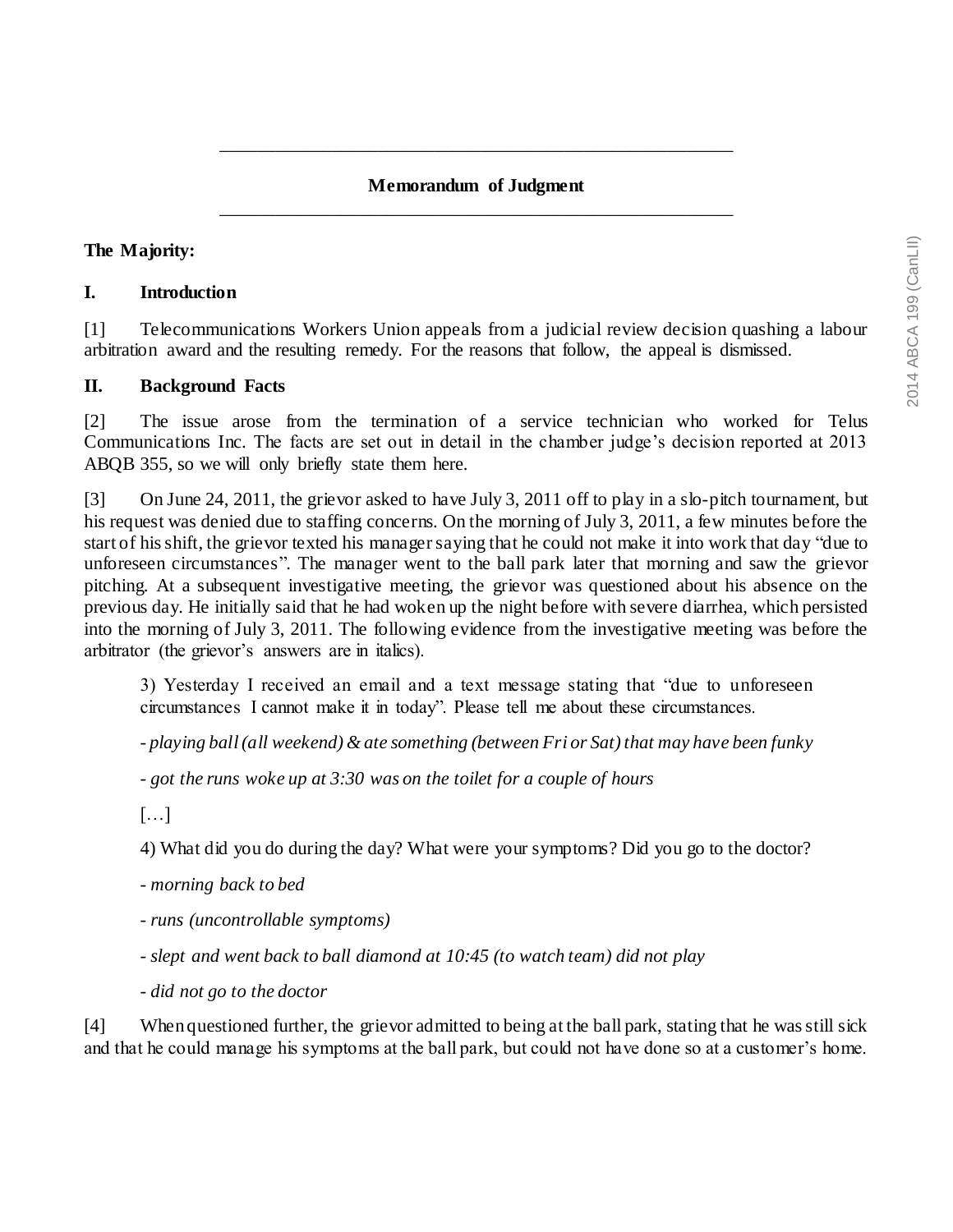## Memorandum of Judgment

**The Majority:**

### I. Introduction

[1] Telecommunications Workers Union appeals from a judicial review decision quashing a labour arbitration award and the resulting remedy. For the reasons that follow, the appeal is dismissed.

### II. Background Facts

[2] The issue arose from the termination of a service technician who worked for Telus Communications Inc. The facts are set out in detail in the chamber judge's decision reported at 2013 ABQB 355, so we will only briefly state them here.

[3] On June 24, 2011, the grievor asked to have July 3, 2011 off to play in a slo-pitch tournament, but his request was denied due to staffing concerns. On the morning of July 3, 2011, a few minutes before the start of his shift, the grievor texted his manager saying that he could not make it into work that day "due to unforeseen circumstances". The manager went to the ball park later that morning and saw the grievor pitching. At a subsequent investigative meeting, the grievor was questioned about his absence on the previous day. He initially said that he had woken up the night before with severe diarrhea, which persisted into the morning of July 3, 2011. The following evidence from the investigative meeting was before the arbitrator (the grievor's answers are in italics).

> 3) Yesterday I received an email and a text message stating that "due to unforeseen circumstances I cannot make it in today". Please tell me about these circumstances.
>
> - *playing ball (all weekend) & ate something (between Fri or Sat) that may have been funky*
>
> - *got the runs woke up at 3:30 was on the toilet for a couple of hours*
>
> […]
>
> 4) What did you do during the day? What were your symptoms? Did you go to the doctor?
>
> - *morning back to bed*
>
> - *runs (uncontrollable symptoms)*
>
> - *slept and went back to ball diamond at 10:45 (to watch team) did not play*
>
> - *did not go to the doctor*

[4] When questioned further, the grievor admitted to being at the ball park, stating that he was still sick and that he could manage his symptoms at the ball park, but could not have done so at a customer's home.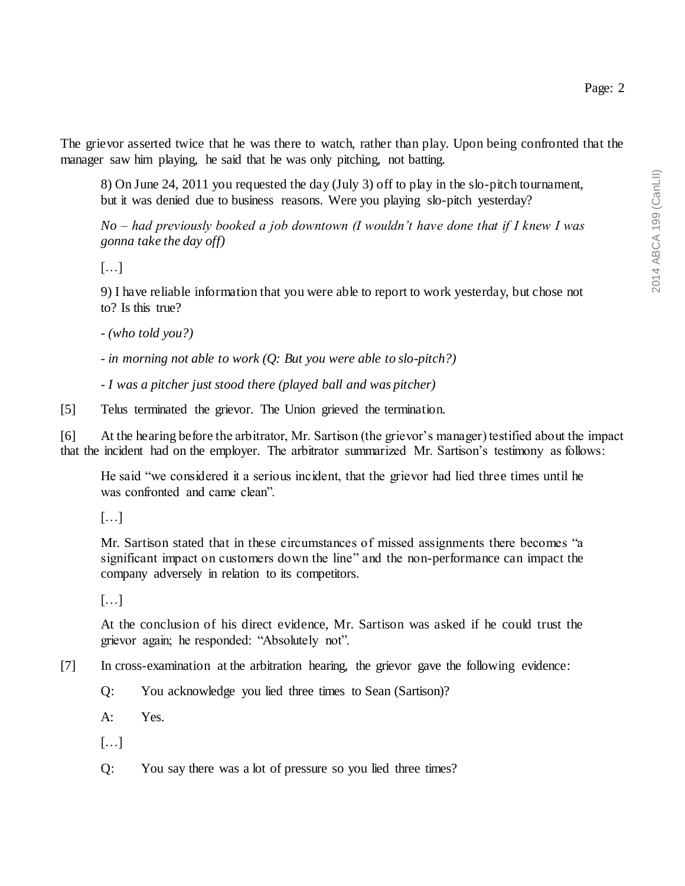The grievor asserted twice that he was there to watch, rather than play. Upon being confronted that the manager saw him playing, he said that he was only pitching, not batting.

> 8) On June 24, 2011 you requested the day (July 3) off to play in the slo-pitch tournament, but it was denied due to business reasons. Were you playing slo-pitch yesterday?
>
> *No – had previously booked a job downtown (I wouldn't have done that if I knew I was gonna take the day off)*
>
> […]
>
> 9) I have reliable information that you were able to report to work yesterday, but chose not to? Is this true?
>
> - *(who told you?)*
>
> - *in morning not able to work (Q: But you were able to slo-pitch?)*
>
> - *I was a pitcher just stood there (played ball and was pitcher)*

[5] Telus terminated the grievor. The Union grieved the termination.

[6] At the hearing before the arbitrator, Mr. Sartison (the grievor's manager) testified about the impact that the incident had on the employer. The arbitrator summarized Mr. Sartison's testimony as follows:

> He said "we considered it a serious incident, that the grievor had lied three times until he was confronted and came clean".
>
> […]
>
> Mr. Sartison stated that in these circumstances of missed assignments there becomes "a significant impact on customers down the line" and the non-performance can impact the company adversely in relation to its competitors.
>
> […]
>
> At the conclusion of his direct evidence, Mr. Sartison was asked if he could trust the grievor again; he responded: "Absolutely not".

[7] In cross-examination at the arbitration hearing, the grievor gave the following evidence:

> Q: You acknowledge you lied three times to Sean (Sartison)?
>
> A: Yes.
>
> […]
>
> Q: You say there was a lot of pressure so you lied three times?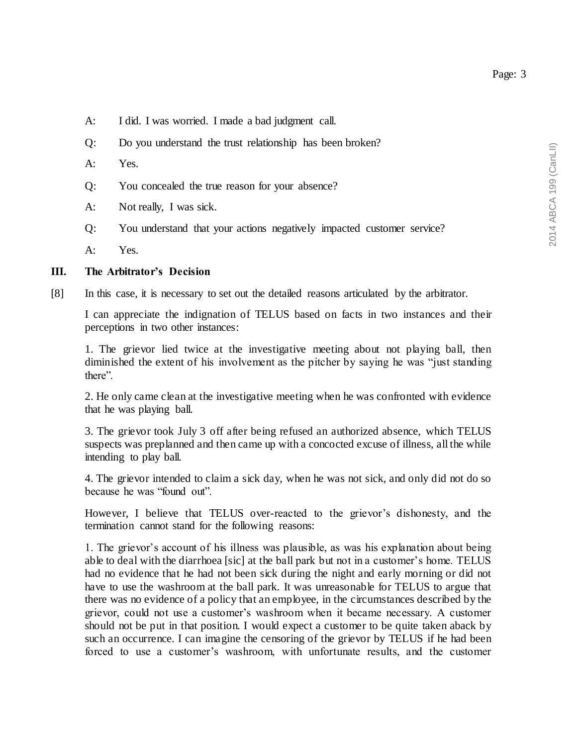A: I did. I was worried. I made a bad judgment call.

Q: Do you understand the trust relationship has been broken?

A: Yes.

Q: You concealed the true reason for your absence?

A: Not really, I was sick.

Q: You understand that your actions negatively impacted customer service?

A: Yes.

## III. The Arbitrator's Decision

[8] In this case, it is necessary to set out the detailed reasons articulated by the arbitrator.

> I can appreciate the indignation of TELUS based on facts in two instances and their perceptions in two other instances:
>
> 1. The grievor lied twice at the investigative meeting about not playing ball, then diminished the extent of his involvement as the pitcher by saying he was "just standing there".
>
> 2. He only came clean at the investigative meeting when he was confronted with evidence that he was playing ball.
>
> 3. The grievor took July 3 off after being refused an authorized absence, which TELUS suspects was preplanned and then came up with a concocted excuse of illness, all the while intending to play ball.
>
> 4. The grievor intended to claim a sick day, when he was not sick, and only did not do so because he was "found out".
>
> However, I believe that TELUS over-reacted to the grievor's dishonesty, and the termination cannot stand for the following reasons:
>
> 1. The grievor's account of his illness was plausible, as was his explanation about being able to deal with the diarrhoea [sic] at the ball park but not in a customer's home. TELUS had no evidence that he had not been sick during the night and early morning or did not have to use the washroom at the ball park. It was unreasonable for TELUS to argue that there was no evidence of a policy that an employee, in the circumstances described by the grievor, could not use a customer's washroom when it became necessary. A customer should not be put in that position. I would expect a customer to be quite taken aback by such an occurrence. I can imagine the censoring of the grievor by TELUS if he had been forced to use a customer's washroom, with unfortunate results, and the customer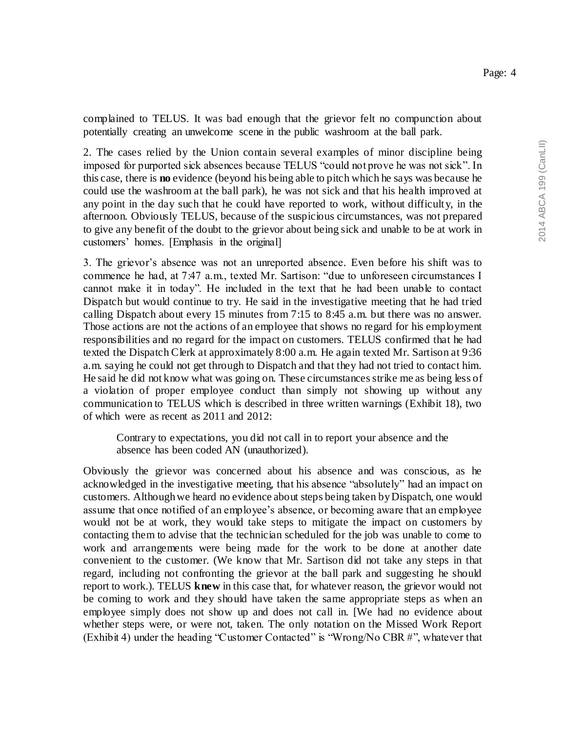complained to TELUS. It was bad enough that the grievor felt no compunction about potentially creating an unwelcome scene in the public washroom at the ball park.

2. The cases relied by the Union contain several examples of minor discipline being imposed for purported sick absences because TELUS "could not prove he was not sick". In this case, there is **no** evidence (beyond his being able to pitch which he says was because he could use the washroom at the ball park), he was not sick and that his health improved at any point in the day such that he could have reported to work, without difficulty, in the afternoon. Obviously TELUS, because of the suspicious circumstances, was not prepared to give any benefit of the doubt to the grievor about being sick and unable to be at work in customers' homes. [Emphasis in the original]

3. The grievor's absence was not an unreported absence. Even before his shift was to commence he had, at 7:47 a.m., texted Mr. Sartison: "due to unforeseen circumstances I cannot make it in today". He included in the text that he had been unable to contact Dispatch but would continue to try. He said in the investigative meeting that he had tried calling Dispatch about every 15 minutes from 7:15 to 8:45 a.m. but there was no answer. Those actions are not the actions of an employee that shows no regard for his employment responsibilities and no regard for the impact on customers. TELUS confirmed that he had texted the Dispatch Clerk at approximately 8:00 a.m. He again texted Mr. Sartison at 9:36 a.m. saying he could not get through to Dispatch and that they had not tried to contact him. He said he did not know what was going on. These circumstances strike me as being less of a violation of proper employee conduct than simply not showing up without any communication to TELUS which is described in three written warnings (Exhibit 18), two of which were as recent as 2011 and 2012:

> Contrary to expectations, you did not call in to report your absence and the absence has been coded AN (unauthorized).

Obviously the grievor was concerned about his absence and was conscious, as he acknowledged in the investigative meeting, that his absence "absolutely" had an impact on customers. Although we heard no evidence about steps being taken by Dispatch, one would assume that once notified of an employee's absence, or becoming aware that an employee would not be at work, they would take steps to mitigate the impact on customers by contacting them to advise that the technician scheduled for the job was unable to come to work and arrangements were being made for the work to be done at another date convenient to the customer. (We know that Mr. Sartison did not take any steps in that regard, including not confronting the grievor at the ball park and suggesting he should report to work.). TELUS **knew** in this case that, for whatever reason, the grievor would not be coming to work and they should have taken the same appropriate steps as when an employee simply does not show up and does not call in. [We had no evidence about whether steps were, or were not, taken. The only notation on the Missed Work Report (Exhibit 4) under the heading "Customer Contacted" is "Wrong/No CBR #", whatever that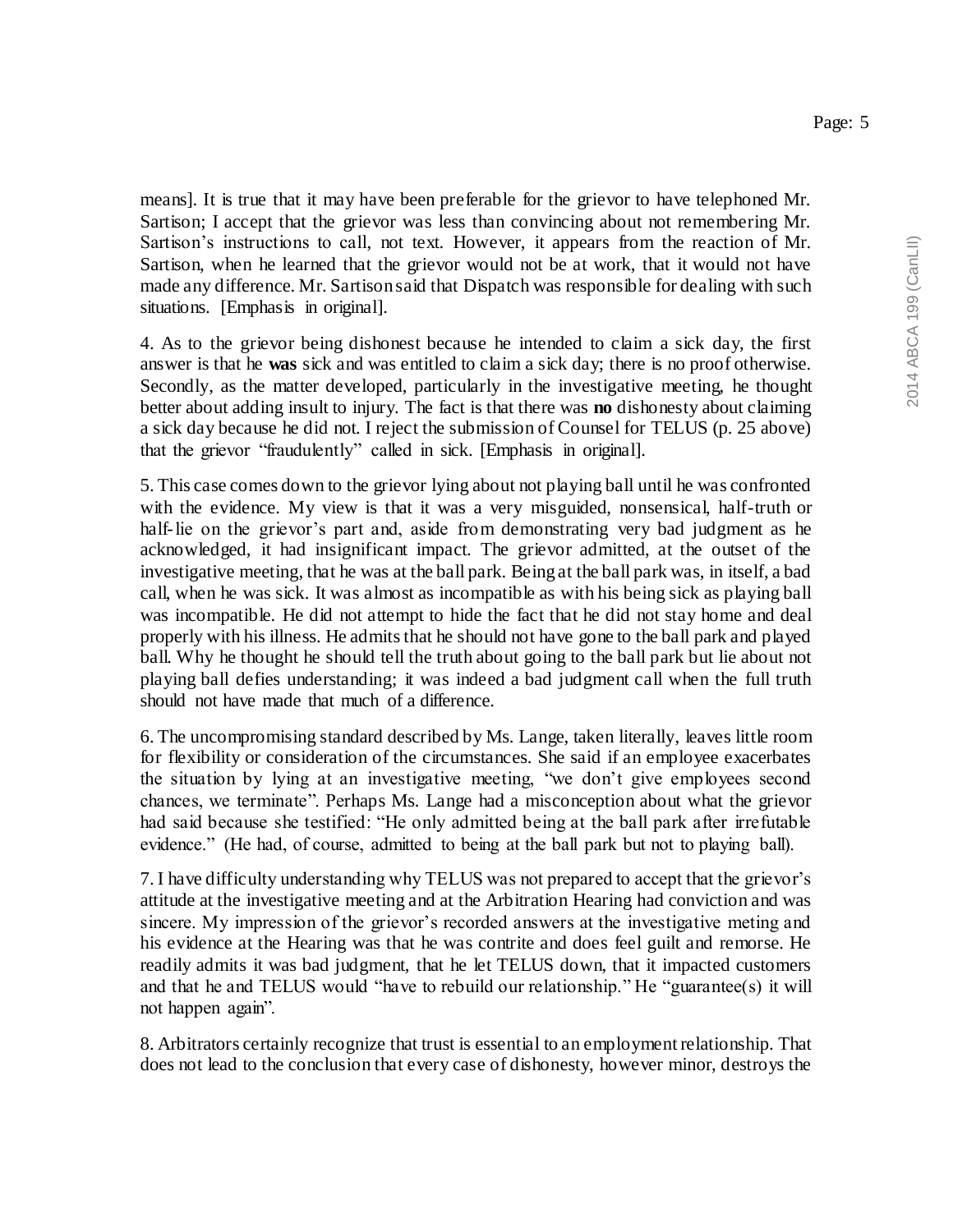means]. It is true that it may have been preferable for the grievor to have telephoned Mr. Sartison; I accept that the grievor was less than convincing about not remembering Mr. Sartison's instructions to call, not text. However, it appears from the reaction of Mr. Sartison, when he learned that the grievor would not be at work, that it would not have made any difference. Mr. Sartison said that Dispatch was responsible for dealing with such situations. [Emphasis in original].

4. As to the grievor being dishonest because he intended to claim a sick day, the first answer is that he **was** sick and was entitled to claim a sick day; there is no proof otherwise. Secondly, as the matter developed, particularly in the investigative meeting, he thought better about adding insult to injury. The fact is that there was **no** dishonesty about claiming a sick day because he did not. I reject the submission of Counsel for TELUS (p. 25 above) that the grievor "fraudulently" called in sick. [Emphasis in original].

5. This case comes down to the grievor lying about not playing ball until he was confronted with the evidence. My view is that it was a very misguided, nonsensical, half-truth or half-lie on the grievor's part and, aside from demonstrating very bad judgment as he acknowledged, it had insignificant impact. The grievor admitted, at the outset of the investigative meeting, that he was at the ball park. Being at the ball park was, in itself, a bad call, when he was sick. It was almost as incompatible as with his being sick as playing ball was incompatible. He did not attempt to hide the fact that he did not stay home and deal properly with his illness. He admits that he should not have gone to the ball park and played ball. Why he thought he should tell the truth about going to the ball park but lie about not playing ball defies understanding; it was indeed a bad judgment call when the full truth should not have made that much of a difference.

6. The uncompromising standard described by Ms. Lange, taken literally, leaves little room for flexibility or consideration of the circumstances. She said if an employee exacerbates the situation by lying at an investigative meeting, "we don't give employees second chances, we terminate". Perhaps Ms. Lange had a misconception about what the grievor had said because she testified: "He only admitted being at the ball park after irrefutable evidence." (He had, of course, admitted to being at the ball park but not to playing ball).

7. I have difficulty understanding why TELUS was not prepared to accept that the grievor's attitude at the investigative meeting and at the Arbitration Hearing had conviction and was sincere. My impression of the grievor's recorded answers at the investigative meting and his evidence at the Hearing was that he was contrite and does feel guilt and remorse. He readily admits it was bad judgment, that he let TELUS down, that it impacted customers and that he and TELUS would "have to rebuild our relationship." He "guarantee(s) it will not happen again".

8. Arbitrators certainly recognize that trust is essential to an employment relationship. That does not lead to the conclusion that every case of dishonesty, however minor, destroys the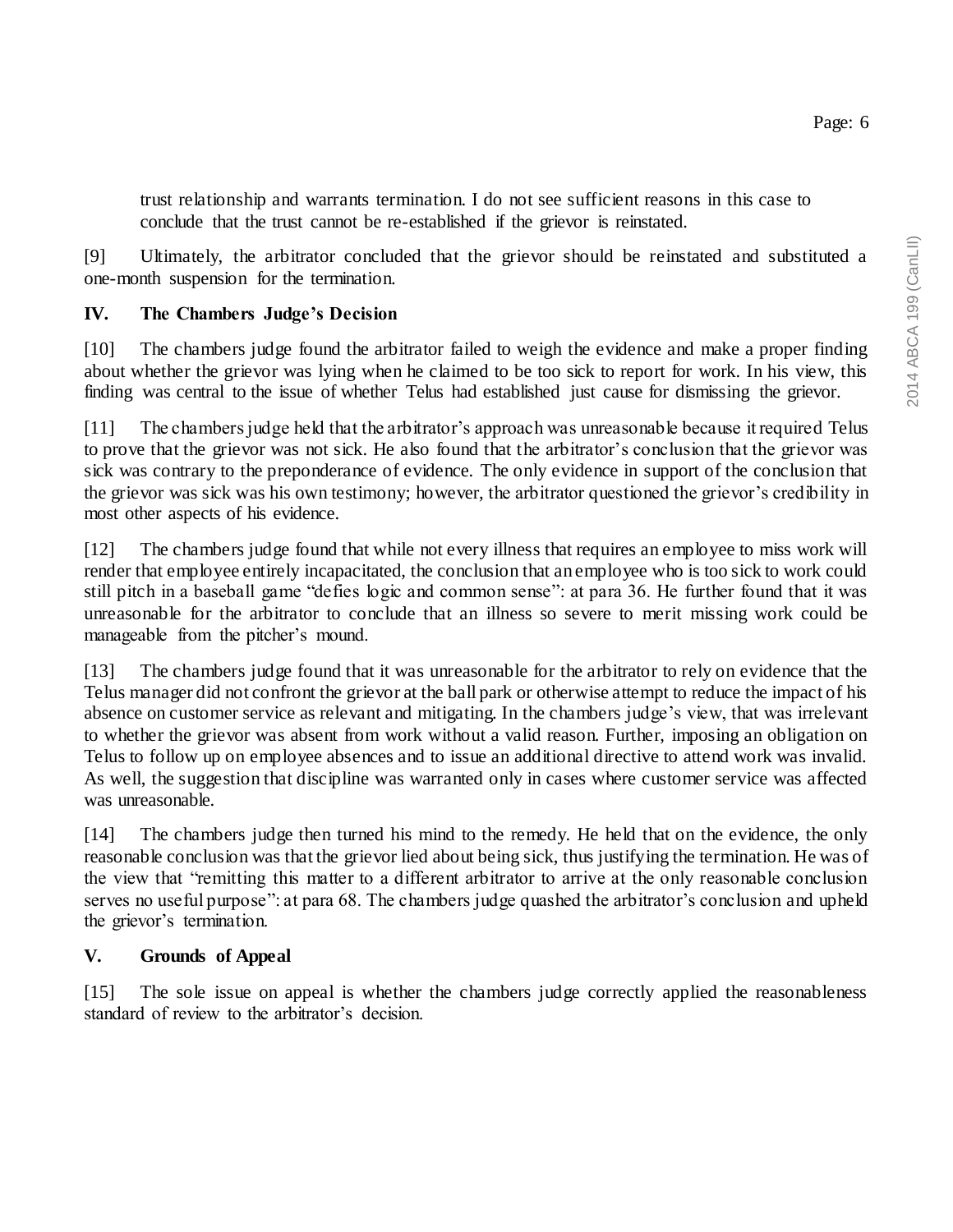trust relationship and warrants termination. I do not see sufficient reasons in this case to conclude that the trust cannot be re-established if the grievor is reinstated.

[9] Ultimately, the arbitrator concluded that the grievor should be reinstated and substituted a one-month suspension for the termination.

## IV. The Chambers Judge's Decision

[10] The chambers judge found the arbitrator failed to weigh the evidence and make a proper finding about whether the grievor was lying when he claimed to be too sick to report for work. In his view, this finding was central to the issue of whether Telus had established just cause for dismissing the grievor.

[11] The chambers judge held that the arbitrator's approach was unreasonable because it required Telus to prove that the grievor was not sick. He also found that the arbitrator's conclusion that the grievor was sick was contrary to the preponderance of evidence. The only evidence in support of the conclusion that the grievor was sick was his own testimony; however, the arbitrator questioned the grievor's credibility in most other aspects of his evidence.

[12] The chambers judge found that while not every illness that requires an employee to miss work will render that employee entirely incapacitated, the conclusion that an employee who is too sick to work could still pitch in a baseball game "defies logic and common sense": at para 36. He further found that it was unreasonable for the arbitrator to conclude that an illness so severe to merit missing work could be manageable from the pitcher's mound.

[13] The chambers judge found that it was unreasonable for the arbitrator to rely on evidence that the Telus manager did not confront the grievor at the ball park or otherwise attempt to reduce the impact of his absence on customer service as relevant and mitigating. In the chambers judge's view, that was irrelevant to whether the grievor was absent from work without a valid reason. Further, imposing an obligation on Telus to follow up on employee absences and to issue an additional directive to attend work was invalid. As well, the suggestion that discipline was warranted only in cases where customer service was affected was unreasonable.

[14] The chambers judge then turned his mind to the remedy. He held that on the evidence, the only reasonable conclusion was that the grievor lied about being sick, thus justifying the termination. He was of the view that "remitting this matter to a different arbitrator to arrive at the only reasonable conclusion serves no useful purpose": at para 68. The chambers judge quashed the arbitrator's conclusion and upheld the grievor's termination.

## V. Grounds of Appeal

[15] The sole issue on appeal is whether the chambers judge correctly applied the reasonableness standard of review to the arbitrator's decision.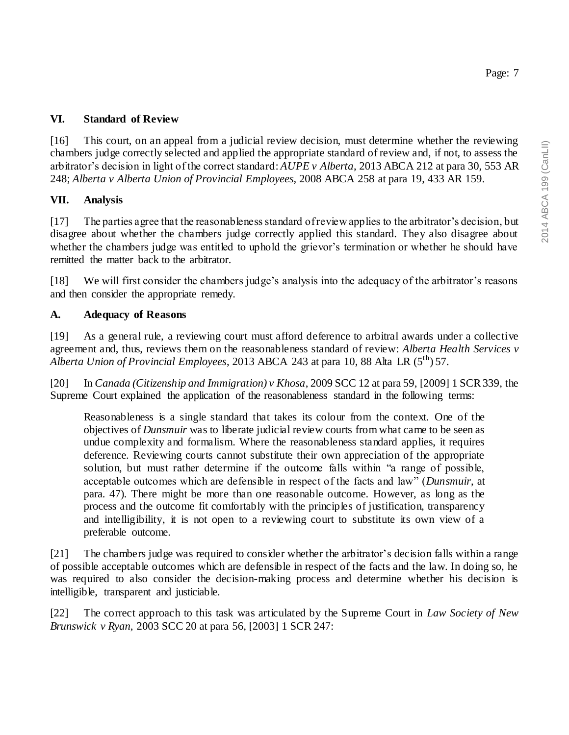## VI. Standard of Review

[16] This court, on an appeal from a judicial review decision, must determine whether the reviewing chambers judge correctly selected and applied the appropriate standard of review and, if not, to assess the arbitrator's decision in light of the correct standard: *AUPE v Alberta*, 2013 ABCA 212 at para 30, 553 AR 248; *Alberta v Alberta Union of Provincial Employees*, 2008 ABCA 258 at para 19, 433 AR 159.

## VII. Analysis

[17] The parties agree that the reasonableness standard of review applies to the arbitrator's decision, but disagree about whether the chambers judge correctly applied this standard. They also disagree about whether the chambers judge was entitled to uphold the grievor's termination or whether he should have remitted the matter back to the arbitrator.

[18] We will first consider the chambers judge's analysis into the adequacy of the arbitrator's reasons and then consider the appropriate remedy.

### A. Adequacy of Reasons

[19] As a general rule, a reviewing court must afford deference to arbitral awards under a collective agreement and, thus, reviews them on the reasonableness standard of review: *Alberta Health Services v Alberta Union of Provincial Employees*, 2013 ABCA 243 at para 10, 88 Alta LR (5th) 57.

[20] In *Canada (Citizenship and Immigration) v Khosa*, 2009 SCC 12 at para 59, [2009] 1 SCR 339, the Supreme Court explained the application of the reasonableness standard in the following terms:

> Reasonableness is a single standard that takes its colour from the context. One of the objectives of *Dunsmuir* was to liberate judicial review courts from what came to be seen as undue complexity and formalism. Where the reasonableness standard applies, it requires deference. Reviewing courts cannot substitute their own appreciation of the appropriate solution, but must rather determine if the outcome falls within "a range of possible, acceptable outcomes which are defensible in respect of the facts and law" (*Dunsmuir*, at para. 47). There might be more than one reasonable outcome. However, as long as the process and the outcome fit comfortably with the principles of justification, transparency and intelligibility, it is not open to a reviewing court to substitute its own view of a preferable outcome.

[21] The chambers judge was required to consider whether the arbitrator's decision falls within a range of possible acceptable outcomes which are defensible in respect of the facts and the law. In doing so, he was required to also consider the decision-making process and determine whether his decision is intelligible, transparent and justiciable.

[22] The correct approach to this task was articulated by the Supreme Court in *Law Society of New Brunswick v Ryan*, 2003 SCC 20 at para 56, [2003] 1 SCR 247: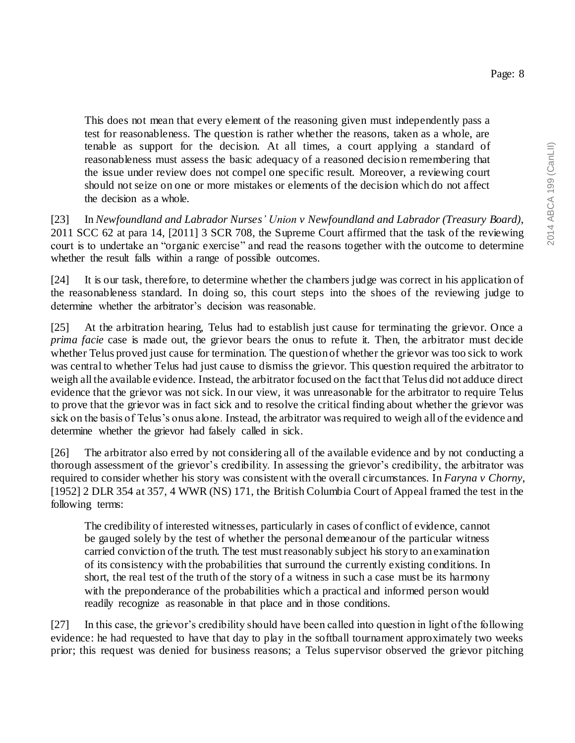> This does not mean that every element of the reasoning given must independently pass a test for reasonableness. The question is rather whether the reasons, taken as a whole, are tenable as support for the decision. At all times, a court applying a standard of reasonableness must assess the basic adequacy of a reasoned decision remembering that the issue under review does not compel one specific result. Moreover, a reviewing court should not seize on one or more mistakes or elements of the decision which do not affect the decision as a whole.

[23] In *Newfoundland and Labrador Nurses' Union v Newfoundland and Labrador (Treasury Board)*, 2011 SCC 62 at para 14, [2011] 3 SCR 708, the Supreme Court affirmed that the task of the reviewing court is to undertake an "organic exercise" and read the reasons together with the outcome to determine whether the result falls within a range of possible outcomes.

[24] It is our task, therefore, to determine whether the chambers judge was correct in his application of the reasonableness standard. In doing so, this court steps into the shoes of the reviewing judge to determine whether the arbitrator's decision was reasonable.

[25] At the arbitration hearing, Telus had to establish just cause for terminating the grievor. Once a *prima facie* case is made out, the grievor bears the onus to refute it. Then, the arbitrator must decide whether Telus proved just cause for termination. The question of whether the grievor was too sick to work was central to whether Telus had just cause to dismiss the grievor. This question required the arbitrator to weigh all the available evidence. Instead, the arbitrator focused on the fact that Telus did not adduce direct evidence that the grievor was not sick. In our view, it was unreasonable for the arbitrator to require Telus to prove that the grievor was in fact sick and to resolve the critical finding about whether the grievor was sick on the basis of Telus's onus alone. Instead, the arbitrator was required to weigh all of the evidence and determine whether the grievor had falsely called in sick.

[26] The arbitrator also erred by not considering all of the available evidence and by not conducting a thorough assessment of the grievor's credibility. In assessing the grievor's credibility, the arbitrator was required to consider whether his story was consistent with the overall circumstances. In *Faryna v Chorny*, [1952] 2 DLR 354 at 357, 4 WWR (NS) 171, the British Columbia Court of Appeal framed the test in the following terms:

> The credibility of interested witnesses, particularly in cases of conflict of evidence, cannot be gauged solely by the test of whether the personal demeanour of the particular witness carried conviction of the truth. The test must reasonably subject his story to an examination of its consistency with the probabilities that surround the currently existing conditions. In short, the real test of the truth of the story of a witness in such a case must be its harmony with the preponderance of the probabilities which a practical and informed person would readily recognize as reasonable in that place and in those conditions.

[27] In this case, the grievor's credibility should have been called into question in light of the following evidence: he had requested to have that day to play in the softball tournament approximately two weeks prior; this request was denied for business reasons; a Telus supervisor observed the grievor pitching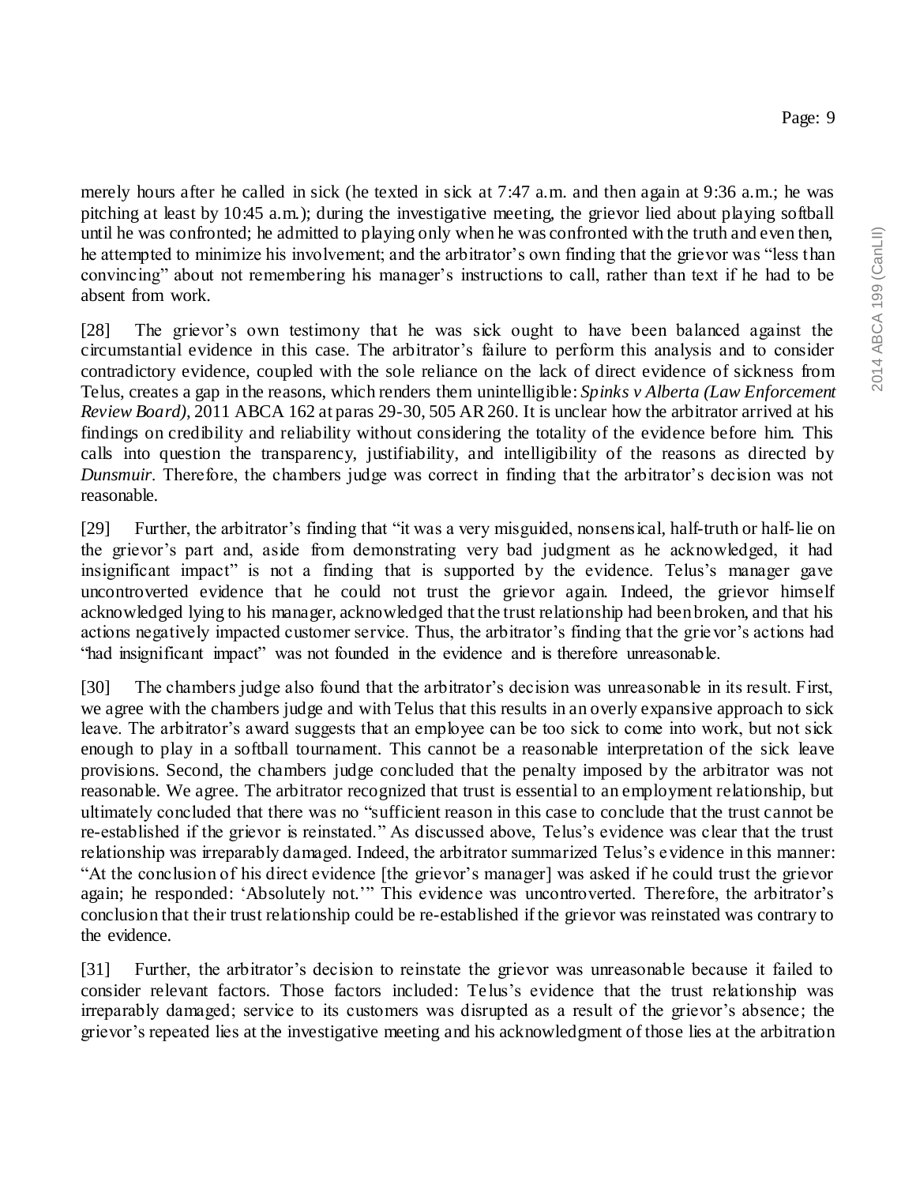merely hours after he called in sick (he texted in sick at 7:47 a.m. and then again at 9:36 a.m.; he was pitching at least by 10:45 a.m.); during the investigative meeting, the grievor lied about playing softball until he was confronted; he admitted to playing only when he was confronted with the truth and even then, he attempted to minimize his involvement; and the arbitrator's own finding that the grievor was "less than convincing" about not remembering his manager's instructions to call, rather than text if he had to be absent from work.

[28] The grievor's own testimony that he was sick ought to have been balanced against the circumstantial evidence in this case. The arbitrator's failure to perform this analysis and to consider contradictory evidence, coupled with the sole reliance on the lack of direct evidence of sickness from Telus, creates a gap in the reasons, which renders them unintelligible: *Spinks v Alberta (Law Enforcement Review Board)*, 2011 ABCA 162 at paras 29-30, 505 AR 260. It is unclear how the arbitrator arrived at his findings on credibility and reliability without considering the totality of the evidence before him. This calls into question the transparency, justifiability, and intelligibility of the reasons as directed by *Dunsmuir*. Therefore, the chambers judge was correct in finding that the arbitrator's decision was not reasonable.

[29] Further, the arbitrator's finding that "it was a very misguided, nonsensical, half-truth or half-lie on the grievor's part and, aside from demonstrating very bad judgment as he acknowledged, it had insignificant impact" is not a finding that is supported by the evidence. Telus's manager gave uncontroverted evidence that he could not trust the grievor again. Indeed, the grievor himself acknowledged lying to his manager, acknowledged that the trust relationship had been broken, and that his actions negatively impacted customer service. Thus, the arbitrator's finding that the grievor's actions had "had insignificant impact" was not founded in the evidence and is therefore unreasonable.

[30] The chambers judge also found that the arbitrator's decision was unreasonable in its result. First, we agree with the chambers judge and with Telus that this results in an overly expansive approach to sick leave. The arbitrator's award suggests that an employee can be too sick to come into work, but not sick enough to play in a softball tournament. This cannot be a reasonable interpretation of the sick leave provisions. Second, the chambers judge concluded that the penalty imposed by the arbitrator was not reasonable. We agree. The arbitrator recognized that trust is essential to an employment relationship, but ultimately concluded that there was no "sufficient reason in this case to conclude that the trust cannot be re-established if the grievor is reinstated." As discussed above, Telus's evidence was clear that the trust relationship was irreparably damaged. Indeed, the arbitrator summarized Telus's evidence in this manner: "At the conclusion of his direct evidence [the grievor's manager] was asked if he could trust the grievor again; he responded: 'Absolutely not.'" This evidence was uncontroverted. Therefore, the arbitrator's conclusion that their trust relationship could be re-established if the grievor was reinstated was contrary to the evidence.

[31] Further, the arbitrator's decision to reinstate the grievor was unreasonable because it failed to consider relevant factors. Those factors included: Telus's evidence that the trust relationship was irreparably damaged; service to its customers was disrupted as a result of the grievor's absence; the grievor's repeated lies at the investigative meeting and his acknowledgment of those lies at the arbitration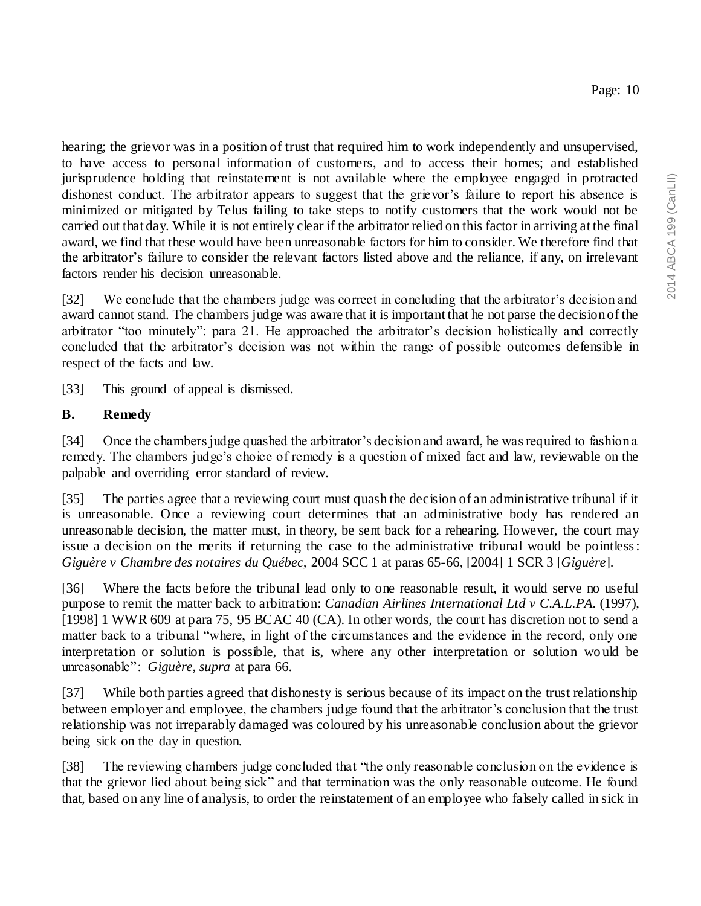hearing; the grievor was in a position of trust that required him to work independently and unsupervised, to have access to personal information of customers, and to access their homes; and established jurisprudence holding that reinstatement is not available where the employee engaged in protracted dishonest conduct. The arbitrator appears to suggest that the grievor's failure to report his absence is minimized or mitigated by Telus failing to take steps to notify customers that the work would not be carried out that day. While it is not entirely clear if the arbitrator relied on this factor in arriving at the final award, we find that these would have been unreasonable factors for him to consider. We therefore find that the arbitrator's failure to consider the relevant factors listed above and the reliance, if any, on irrelevant factors render his decision unreasonable.

[32] We conclude that the chambers judge was correct in concluding that the arbitrator's decision and award cannot stand. The chambers judge was aware that it is important that he not parse the decision of the arbitrator "too minutely": para 21. He approached the arbitrator's decision holistically and correctly concluded that the arbitrator's decision was not within the range of possible outcomes defensible in respect of the facts and law.

[33] This ground of appeal is dismissed.

## B. Remedy

[34] Once the chambers judge quashed the arbitrator's decision and award, he was required to fashion a remedy. The chambers judge's choice of remedy is a question of mixed fact and law, reviewable on the palpable and overriding error standard of review.

[35] The parties agree that a reviewing court must quash the decision of an administrative tribunal if it is unreasonable. Once a reviewing court determines that an administrative body has rendered an unreasonable decision, the matter must, in theory, be sent back for a rehearing. However, the court may issue a decision on the merits if returning the case to the administrative tribunal would be pointless: *Giguère v Chambre des notaires du Québec*, 2004 SCC 1 at paras 65-66, [2004] 1 SCR 3 [*Giguère*].

[36] Where the facts before the tribunal lead only to one reasonable result, it would serve no useful purpose to remit the matter back to arbitration: *Canadian Airlines International Ltd v C.A.L.PA.* (1997), [1998] 1 WWR 609 at para 75, 95 BCAC 40 (CA). In other words, the court has discretion not to send a matter back to a tribunal "where, in light of the circumstances and the evidence in the record, only one interpretation or solution is possible, that is, where any other interpretation or solution would be unreasonable": *Giguère*, *supra* at para 66.

[37] While both parties agreed that dishonesty is serious because of its impact on the trust relationship between employer and employee, the chambers judge found that the arbitrator's conclusion that the trust relationship was not irreparably damaged was coloured by his unreasonable conclusion about the grievor being sick on the day in question.

[38] The reviewing chambers judge concluded that "the only reasonable conclusion on the evidence is that the grievor lied about being sick" and that termination was the only reasonable outcome. He found that, based on any line of analysis, to order the reinstatement of an employee who falsely called in sick in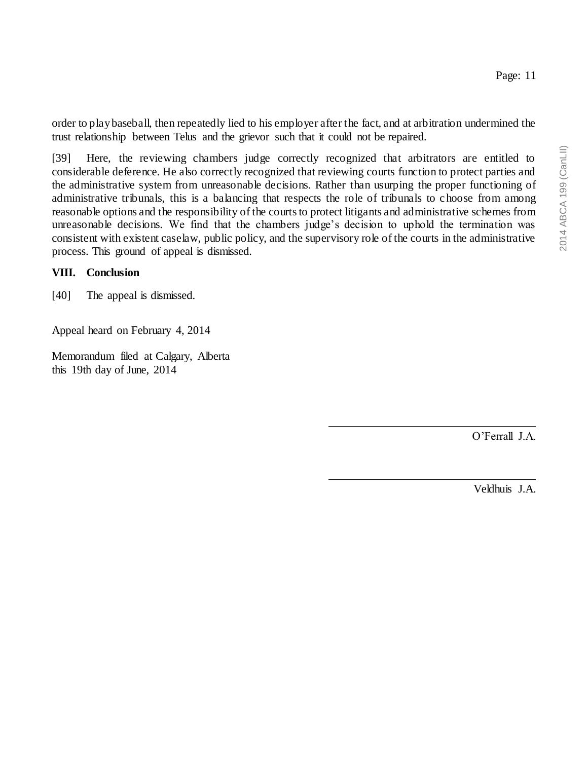order to play baseball, then repeatedly lied to his employer after the fact, and at arbitration undermined the trust relationship between Telus and the grievor such that it could not be repaired.

[39] Here, the reviewing chambers judge correctly recognized that arbitrators are entitled to considerable deference. He also correctly recognized that reviewing courts function to protect parties and the administrative system from unreasonable decisions. Rather than usurping the proper functioning of administrative tribunals, this is a balancing that respects the role of tribunals to choose from among reasonable options and the responsibility of the courts to protect litigants and administrative schemes from unreasonable decisions. We find that the chambers judge's decision to uphold the termination was consistent with existent caselaw, public policy, and the supervisory role of the courts in the administrative process. This ground of appeal is dismissed.

**VIII. Conclusion**

[40] The appeal is dismissed.

Appeal heard on February 4, 2014

Memorandum filed at Calgary, Alberta
this 19th day of June, 2014

O'Ferrall J.A.

Veldhuis J.A.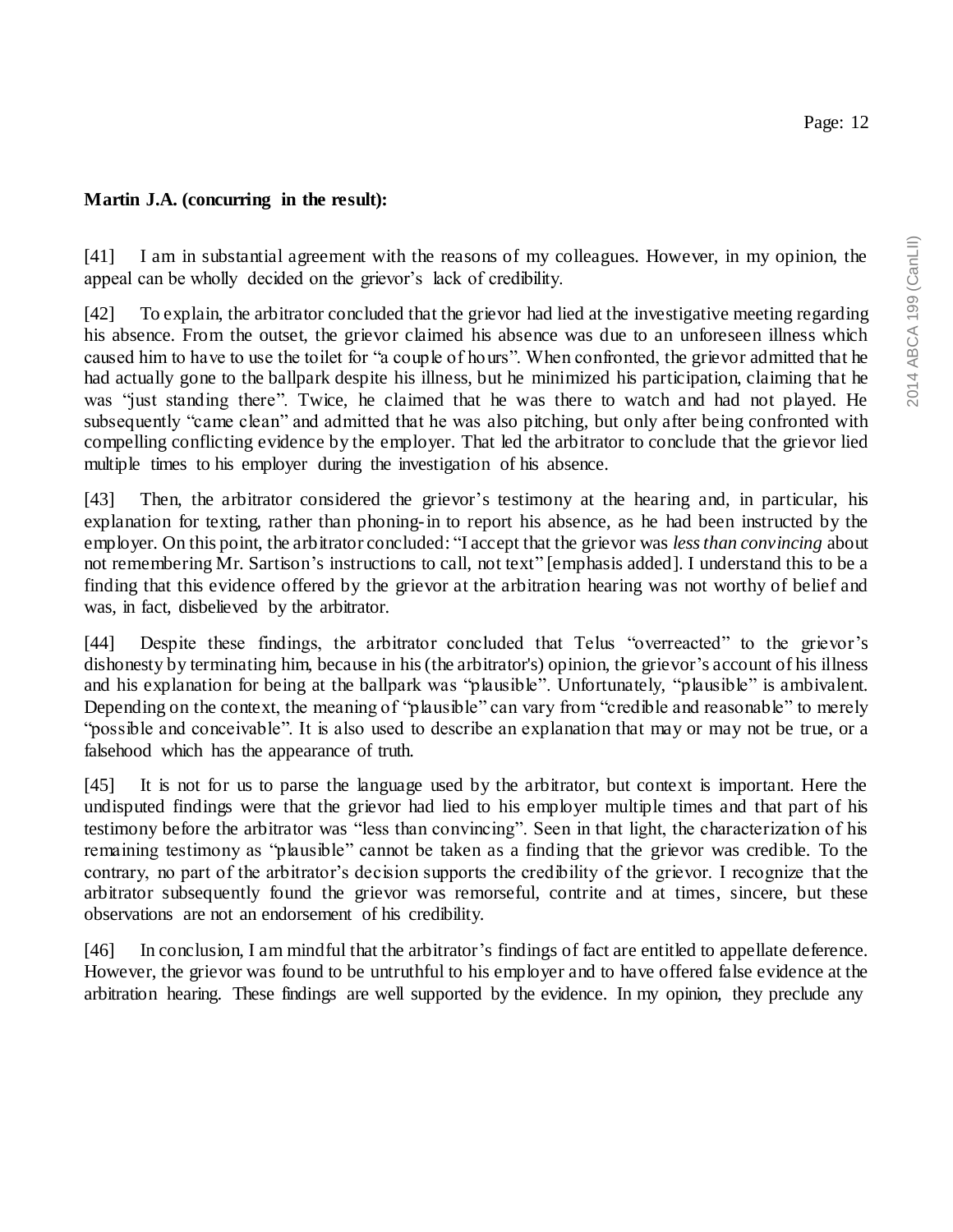**Martin J.A. (concurring in the result):**

[41] I am in substantial agreement with the reasons of my colleagues. However, in my opinion, the appeal can be wholly decided on the grievor's lack of credibility.

[42] To explain, the arbitrator concluded that the grievor had lied at the investigative meeting regarding his absence. From the outset, the grievor claimed his absence was due to an unforeseen illness which caused him to have to use the toilet for "a couple of hours". When confronted, the grievor admitted that he had actually gone to the ballpark despite his illness, but he minimized his participation, claiming that he was "just standing there". Twice, he claimed that he was there to watch and had not played. He subsequently "came clean" and admitted that he was also pitching, but only after being confronted with compelling conflicting evidence by the employer. That led the arbitrator to conclude that the grievor lied multiple times to his employer during the investigation of his absence.

[43] Then, the arbitrator considered the grievor's testimony at the hearing and, in particular, his explanation for texting, rather than phoning-in to report his absence, as he had been instructed by the employer. On this point, the arbitrator concluded: "I accept that the grievor was *less than convincing* about not remembering Mr. Sartison's instructions to call, not text" [emphasis added]. I understand this to be a finding that this evidence offered by the grievor at the arbitration hearing was not worthy of belief and was, in fact, disbelieved by the arbitrator.

[44] Despite these findings, the arbitrator concluded that Telus "overreacted" to the grievor's dishonesty by terminating him, because in his (the arbitrator's) opinion, the grievor's account of his illness and his explanation for being at the ballpark was "plausible". Unfortunately, "plausible" is ambivalent. Depending on the context, the meaning of "plausible" can vary from "credible and reasonable" to merely "possible and conceivable". It is also used to describe an explanation that may or may not be true, or a falsehood which has the appearance of truth.

[45] It is not for us to parse the language used by the arbitrator, but context is important. Here the undisputed findings were that the grievor had lied to his employer multiple times and that part of his testimony before the arbitrator was "less than convincing". Seen in that light, the characterization of his remaining testimony as "plausible" cannot be taken as a finding that the grievor was credible. To the contrary, no part of the arbitrator's decision supports the credibility of the grievor. I recognize that the arbitrator subsequently found the grievor was remorseful, contrite and at times, sincere, but these observations are not an endorsement of his credibility.

[46] In conclusion, I am mindful that the arbitrator's findings of fact are entitled to appellate deference. However, the grievor was found to be untruthful to his employer and to have offered false evidence at the arbitration hearing. These findings are well supported by the evidence. In my opinion, they preclude any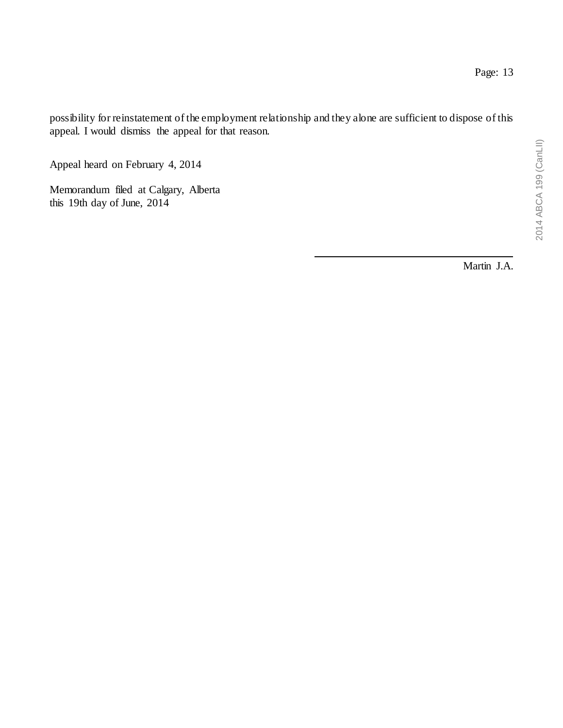possibility for reinstatement of the employment relationship and they alone are sufficient to dispose of this appeal. I would dismiss the appeal for that reason.

Appeal heard on February 4, 2014

Memorandum filed at Calgary, Alberta
this 19th day of June, 2014

Martin J.A.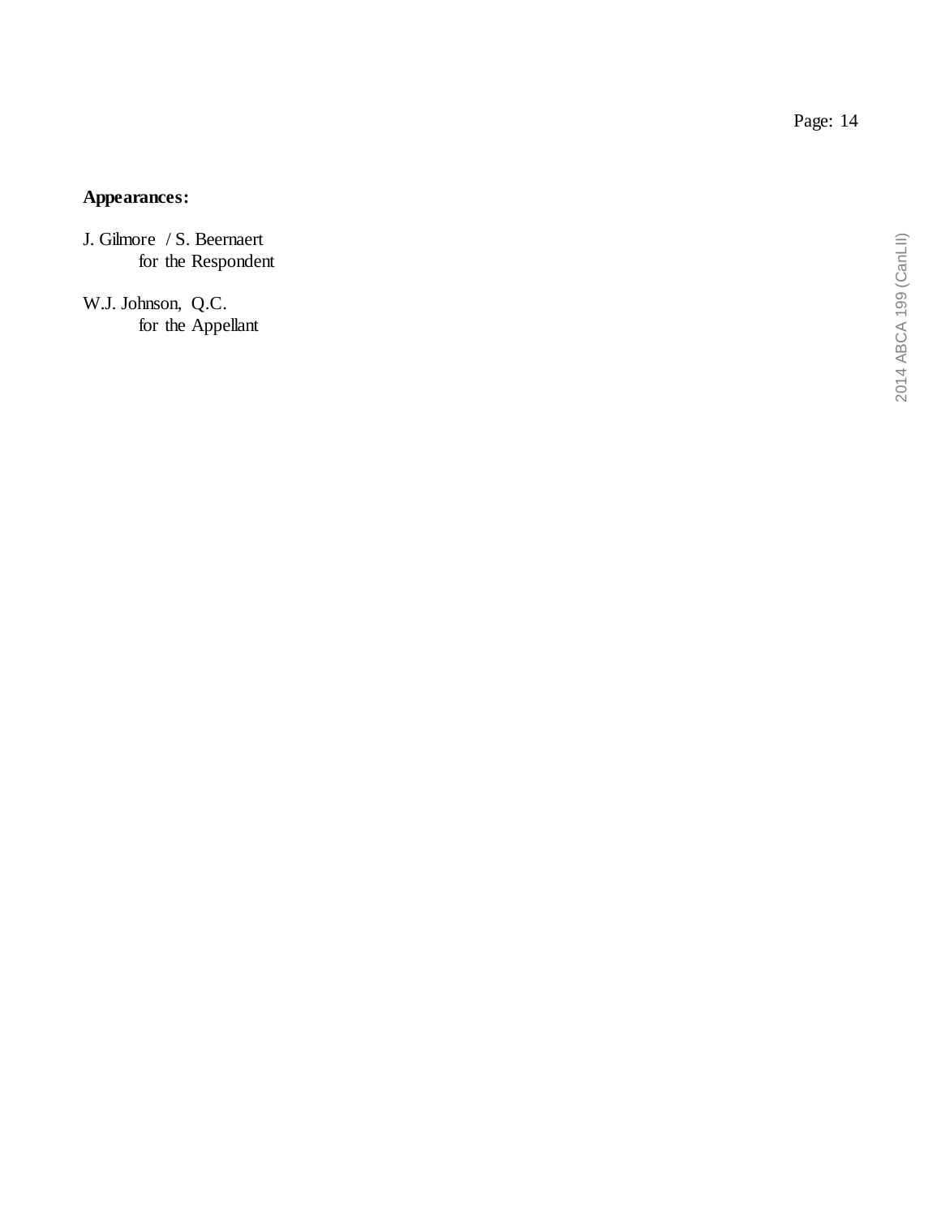**Appearances:**

J. Gilmore / S. Beernaert
for the Respondent

W.J. Johnson, Q.C.
for the Appellant